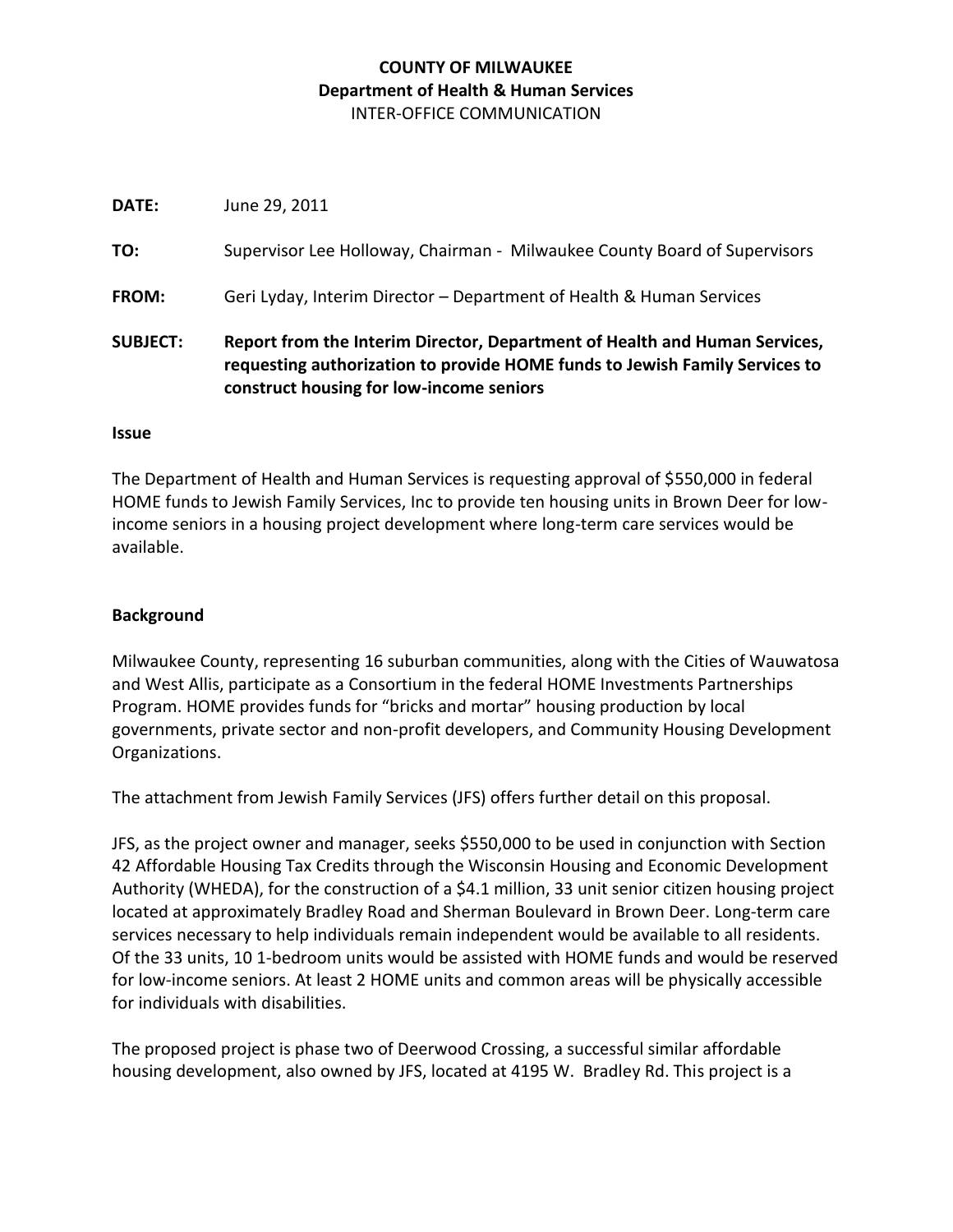**COUNTY OF MILWAUKEE**
**Department of Health & Human Services**
INTER-OFFICE COMMUNICATION

**DATE:** June 29, 2011

**TO:** Supervisor Lee Holloway, Chairman - Milwaukee County Board of Supervisors

**FROM:** Geri Lyday, Interim Director – Department of Health & Human Services

**SUBJECT:** **Report from the Interim Director, Department of Health and Human Services, requesting authorization to provide HOME funds to Jewish Family Services to construct housing for low-income seniors**

**Issue**

The Department of Health and Human Services is requesting approval of $550,000 in federal HOME funds to Jewish Family Services, Inc to provide ten housing units in Brown Deer for low-income seniors in a housing project development where long-term care services would be available.

**Background**

Milwaukee County, representing 16 suburban communities, along with the Cities of Wauwatosa and West Allis, participate as a Consortium in the federal HOME Investments Partnerships Program. HOME provides funds for "bricks and mortar" housing production by local governments, private sector and non-profit developers, and Community Housing Development Organizations.

The attachment from Jewish Family Services (JFS) offers further detail on this proposal.

JFS, as the project owner and manager, seeks $550,000 to be used in conjunction with Section 42 Affordable Housing Tax Credits through the Wisconsin Housing and Economic Development Authority (WHEDA), for the construction of a $4.1 million, 33 unit senior citizen housing project located at approximately Bradley Road and Sherman Boulevard in Brown Deer. Long-term care services necessary to help individuals remain independent would be available to all residents. Of the 33 units, 10 1-bedroom units would be assisted with HOME funds and would be reserved for low-income seniors. At least 2 HOME units and common areas will be physically accessible for individuals with disabilities.

The proposed project is phase two of Deerwood Crossing, a successful similar affordable housing development, also owned by JFS, located at 4195 W. Bradley Rd. This project is a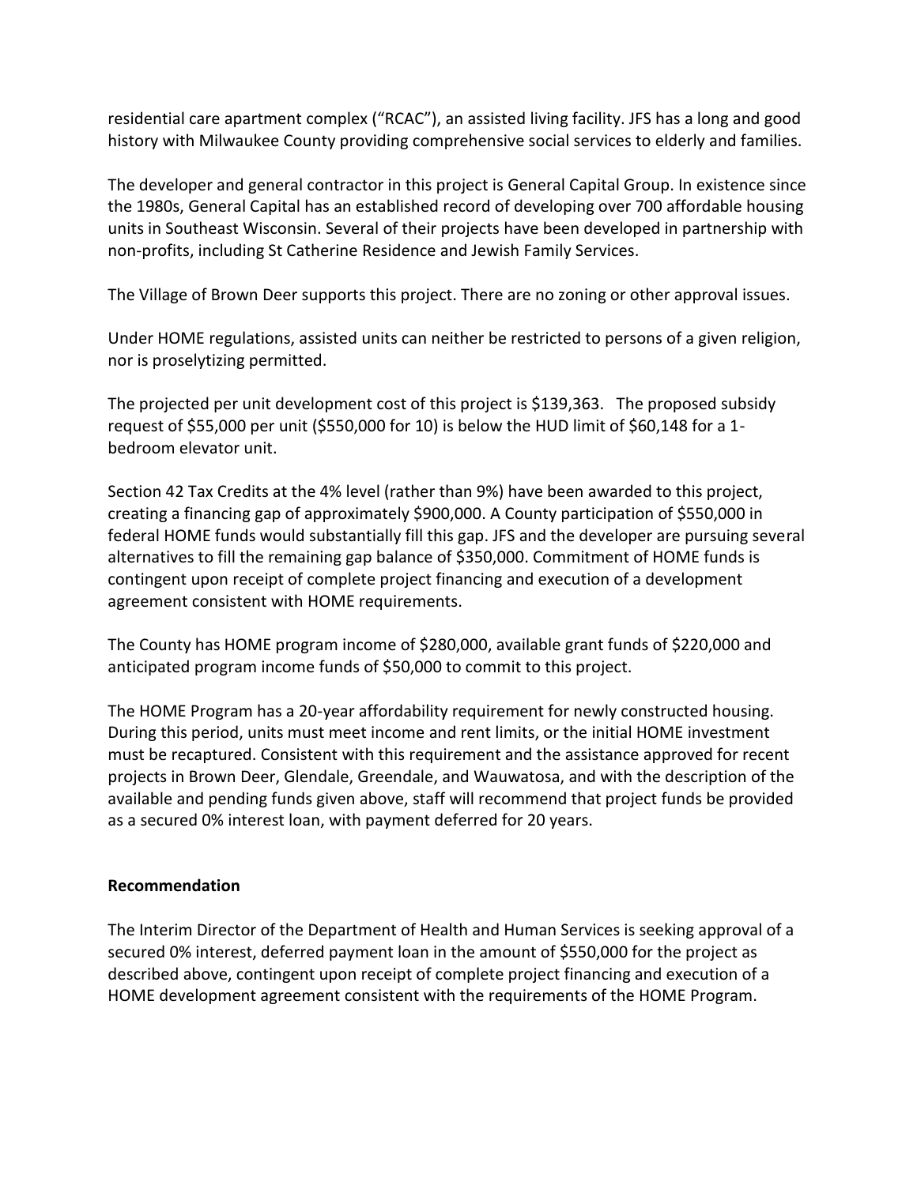residential care apartment complex ("RCAC"), an assisted living facility. JFS has a long and good history with Milwaukee County providing comprehensive social services to elderly and families.

The developer and general contractor in this project is General Capital Group. In existence since the 1980s, General Capital has an established record of developing over 700 affordable housing units in Southeast Wisconsin. Several of their projects have been developed in partnership with non-profits, including St Catherine Residence and Jewish Family Services.

The Village of Brown Deer supports this project. There are no zoning or other approval issues.

Under HOME regulations, assisted units can neither be restricted to persons of a given religion, nor is proselytizing permitted.

The projected per unit development cost of this project is $139,363. The proposed subsidy request of $55,000 per unit ($550,000 for 10) is below the HUD limit of $60,148 for a 1-bedroom elevator unit.

Section 42 Tax Credits at the 4% level (rather than 9%) have been awarded to this project, creating a financing gap of approximately $900,000. A County participation of $550,000 in federal HOME funds would substantially fill this gap. JFS and the developer are pursuing several alternatives to fill the remaining gap balance of $350,000. Commitment of HOME funds is contingent upon receipt of complete project financing and execution of a development agreement consistent with HOME requirements.

The County has HOME program income of $280,000, available grant funds of $220,000 and anticipated program income funds of $50,000 to commit to this project.

The HOME Program has a 20-year affordability requirement for newly constructed housing. During this period, units must meet income and rent limits, or the initial HOME investment must be recaptured. Consistent with this requirement and the assistance approved for recent projects in Brown Deer, Glendale, Greendale, and Wauwatosa, and with the description of the available and pending funds given above, staff will recommend that project funds be provided as a secured 0% interest loan, with payment deferred for 20 years.

**Recommendation**

The Interim Director of the Department of Health and Human Services is seeking approval of a secured 0% interest, deferred payment loan in the amount of $550,000 for the project as described above, contingent upon receipt of complete project financing and execution of a HOME development agreement consistent with the requirements of the HOME Program.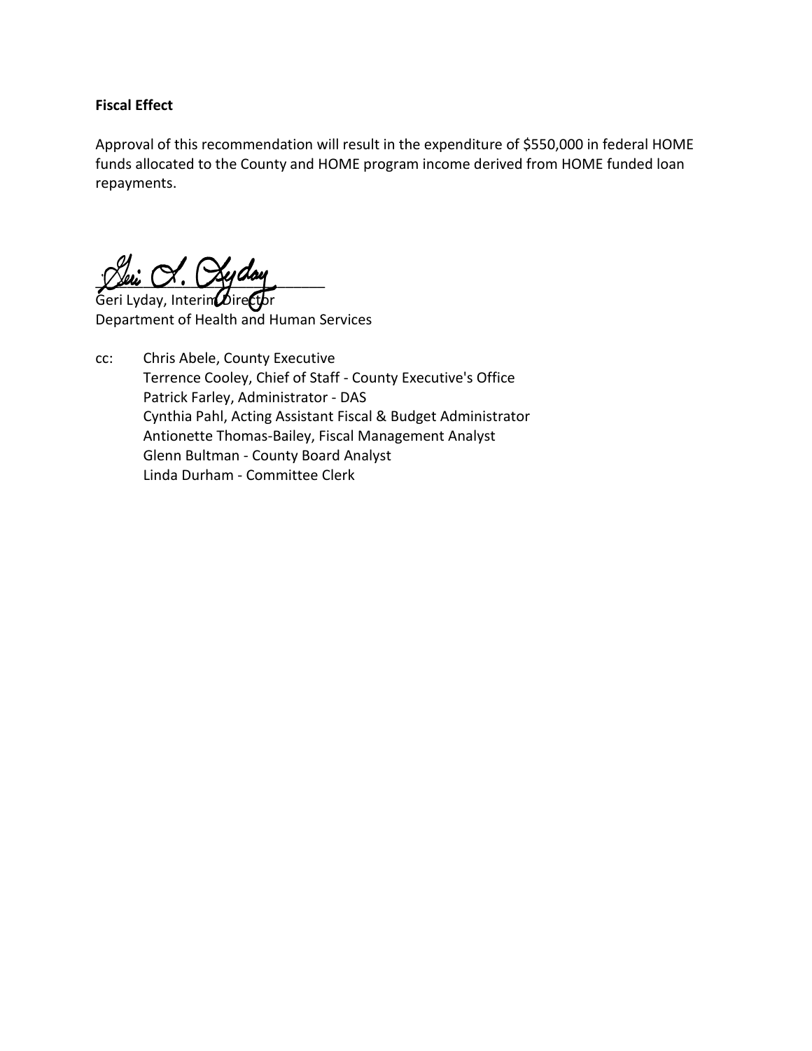**Fiscal Effect**

Approval of this recommendation will result in the expenditure of $550,000 in federal HOME funds allocated to the County and HOME program income derived from HOME funded loan repayments.

Geri Lyday, Interim Director
Department of Health and Human Services

cc: Chris Abele, County Executive
Terrence Cooley, Chief of Staff - County Executive's Office
Patrick Farley, Administrator - DAS
Cynthia Pahl, Acting Assistant Fiscal & Budget Administrator
Antionette Thomas-Bailey, Fiscal Management Analyst
Glenn Bultman - County Board Analyst
Linda Durham - Committee Clerk